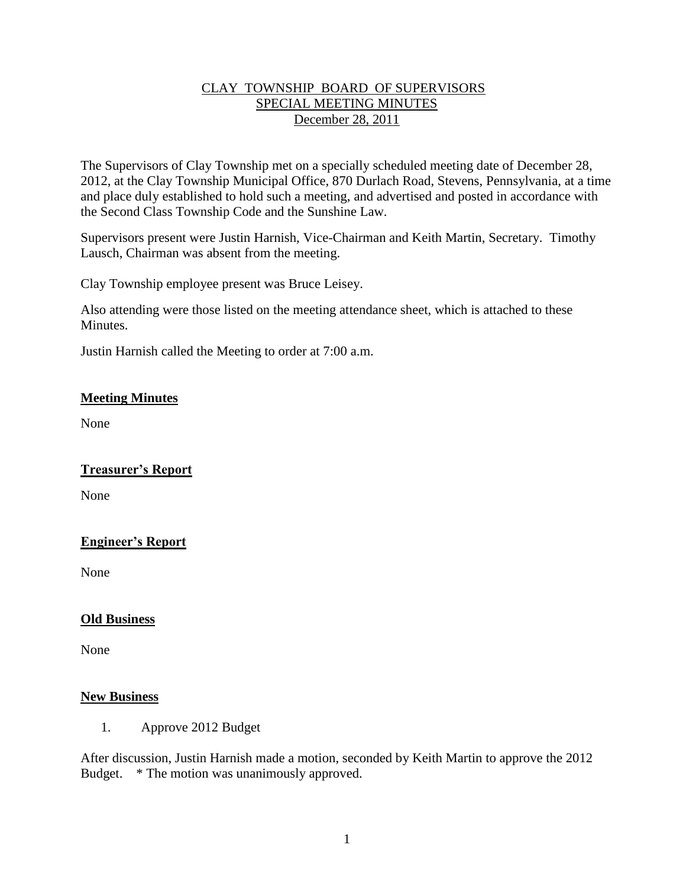# CLAY TOWNSHIP BOARD OF SUPERVISORS
## SPECIAL MEETING MINUTES
### December 28, 2011

The Supervisors of Clay Township met on a specially scheduled meeting date of December 28, 2012, at the Clay Township Municipal Office, 870 Durlach Road, Stevens, Pennsylvania, at a time and place duly established to hold such a meeting, and advertised and posted in accordance with the Second Class Township Code and the Sunshine Law.

Supervisors present were Justin Harnish, Vice-Chairman and Keith Martin, Secretary. Timothy Lausch, Chairman was absent from the meeting.

Clay Township employee present was Bruce Leisey.

Also attending were those listed on the meeting attendance sheet, which is attached to these Minutes.

Justin Harnish called the Meeting to order at 7:00 a.m.

**Meeting Minutes**

None

**Treasurer's Report**

None

**Engineer's Report**

None

**Old Business**

None

**New Business**

1. Approve 2012 Budget

After discussion, Justin Harnish made a motion, seconded by Keith Martin to approve the 2012 Budget. * The motion was unanimously approved.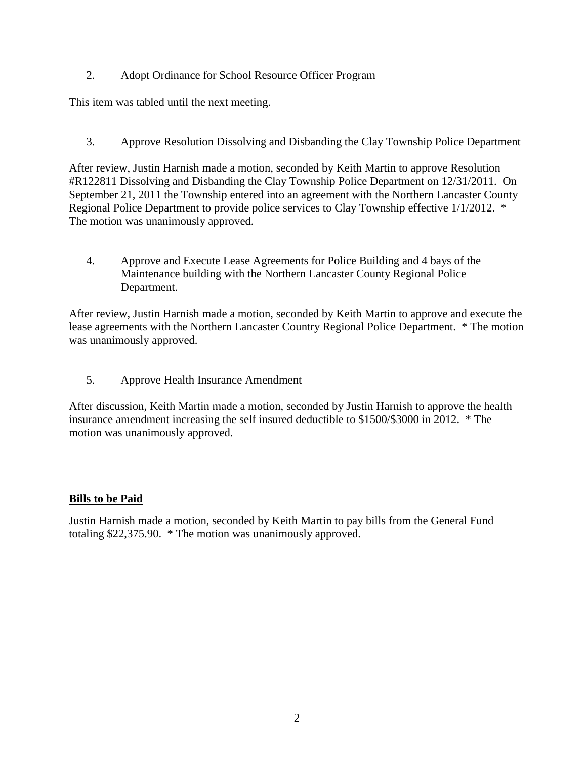2. Adopt Ordinance for School Resource Officer Program

This item was tabled until the next meeting.

3. Approve Resolution Dissolving and Disbanding the Clay Township Police Department

After review, Justin Harnish made a motion, seconded by Keith Martin to approve Resolution #R122811 Dissolving and Disbanding the Clay Township Police Department on 12/31/2011. On September 21, 2011 the Township entered into an agreement with the Northern Lancaster County Regional Police Department to provide police services to Clay Township effective 1/1/2012. * The motion was unanimously approved.

4. Approve and Execute Lease Agreements for Police Building and 4 bays of the Maintenance building with the Northern Lancaster County Regional Police Department.

After review, Justin Harnish made a motion, seconded by Keith Martin to approve and execute the lease agreements with the Northern Lancaster Country Regional Police Department. * The motion was unanimously approved.

5. Approve Health Insurance Amendment

After discussion, Keith Martin made a motion, seconded by Justin Harnish to approve the health insurance amendment increasing the self insured deductible to $1500/$3000 in 2012. * The motion was unanimously approved.

**Bills to be Paid**

Justin Harnish made a motion, seconded by Keith Martin to pay bills from the General Fund totaling $22,375.90. * The motion was unanimously approved.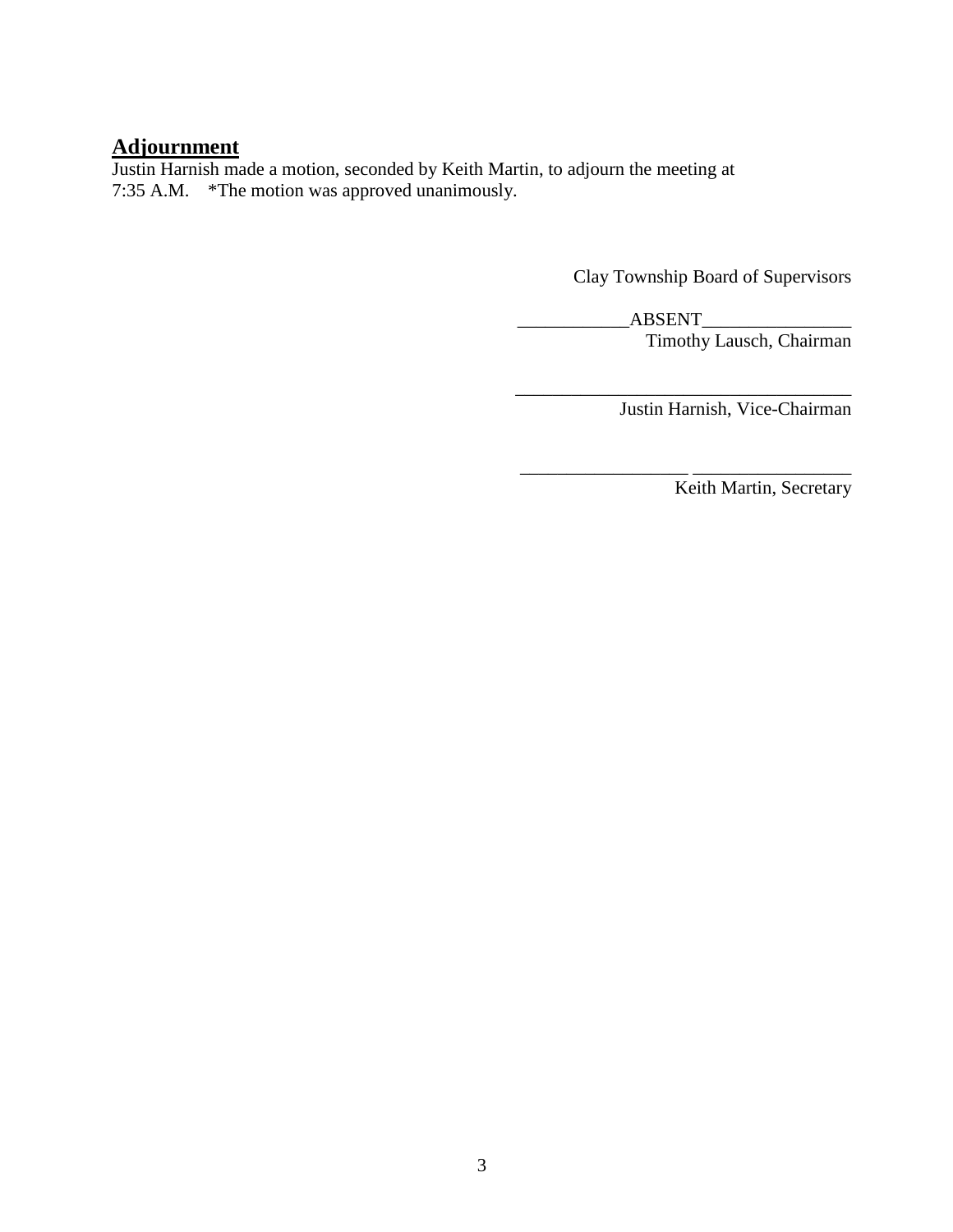## Adjournment

Justin Harnish made a motion, seconded by Keith Martin, to adjourn the meeting at 7:35 A.M. *The motion was approved unanimously.

Clay Township Board of Supervisors

____________ABSENT________________
Timothy Lausch, Chairman

_____________________________________
Justin Harnish, Vice-Chairman

__________________ _________________
Keith Martin, Secretary